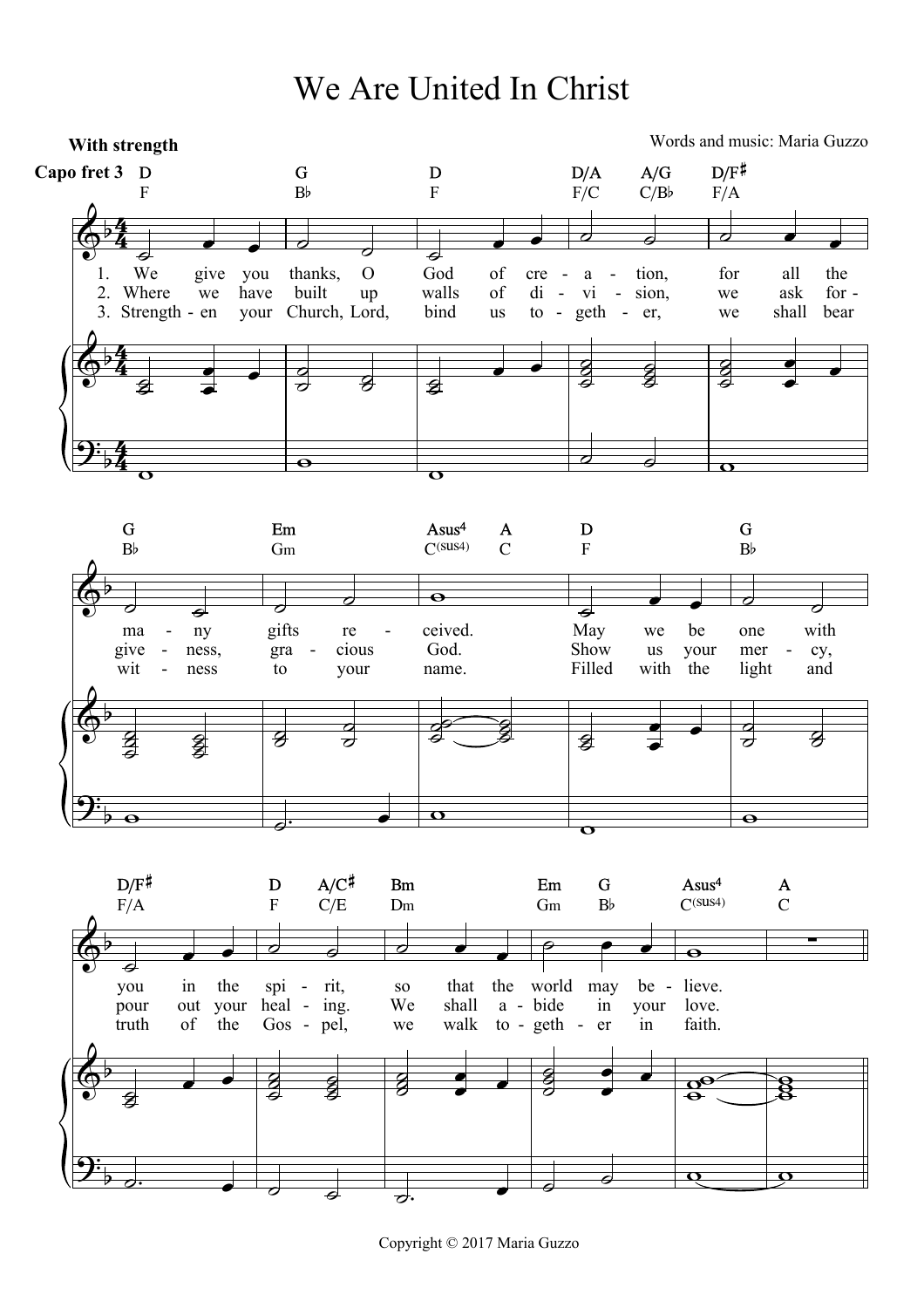# We Are United In Christ

**With strength**

Words and music: Maria Guzzo

Capo fret 3

1. We give you thanks, O God of cre - a - tion, for all the ma - ny gifts re - ceived. May we be one with you in the spi - rit, so that the world may be - lieve.

2. Where we have built up walls of di - vi - sion, we ask for - give - ness, gra - cious God. Show us your mer - cy, pour out your heal - ing. We shall a - bide in your love.

3. Strength - en your Church, Lord, bind us to - geth - er, we shall bear wit - ness to your name. Filled with the light and truth of the Gos - pel, we walk to - geth - er in faith.

Copyright © 2017 Maria Guzzo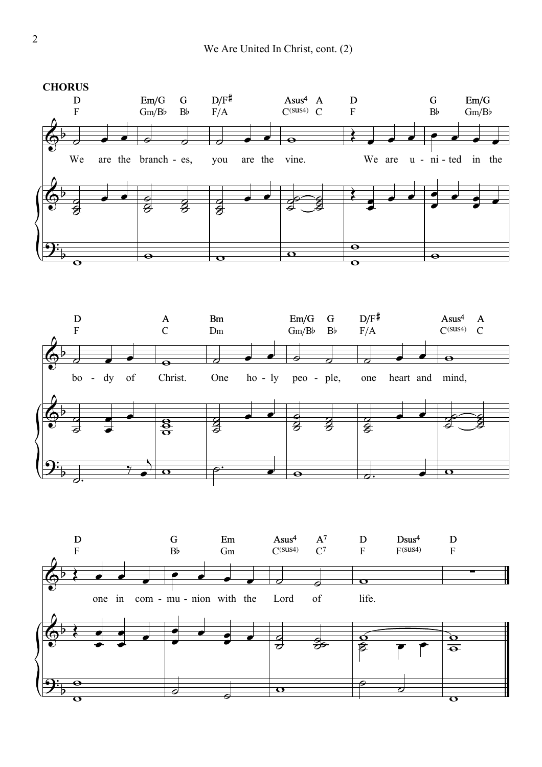**CHORUS**

D / F — Em/G / Gm/B♭ — G / B♭ — D/F♯ / F/A — Asus4 / C(sus4) — A / C — D / F — G / B♭ — Em/G / Gm/B♭

We are the branch - es, you are the vine. We are u - ni - ted in the

D / F — A / C — Bm / Dm — Em/G / Gm/B♭ — G / B♭ — D/F♯ / F/A — Asus4 / C(sus4) — A / C

bo - dy of Christ. One ho - ly peo - ple, one heart and mind,

D / F — G / B♭ — Em / Gm — Asus4 / C(sus4) — A7 / C7 — D / F — Dsus4 / F(sus4) — D / F

one in com - mu - nion with the Lord of life.